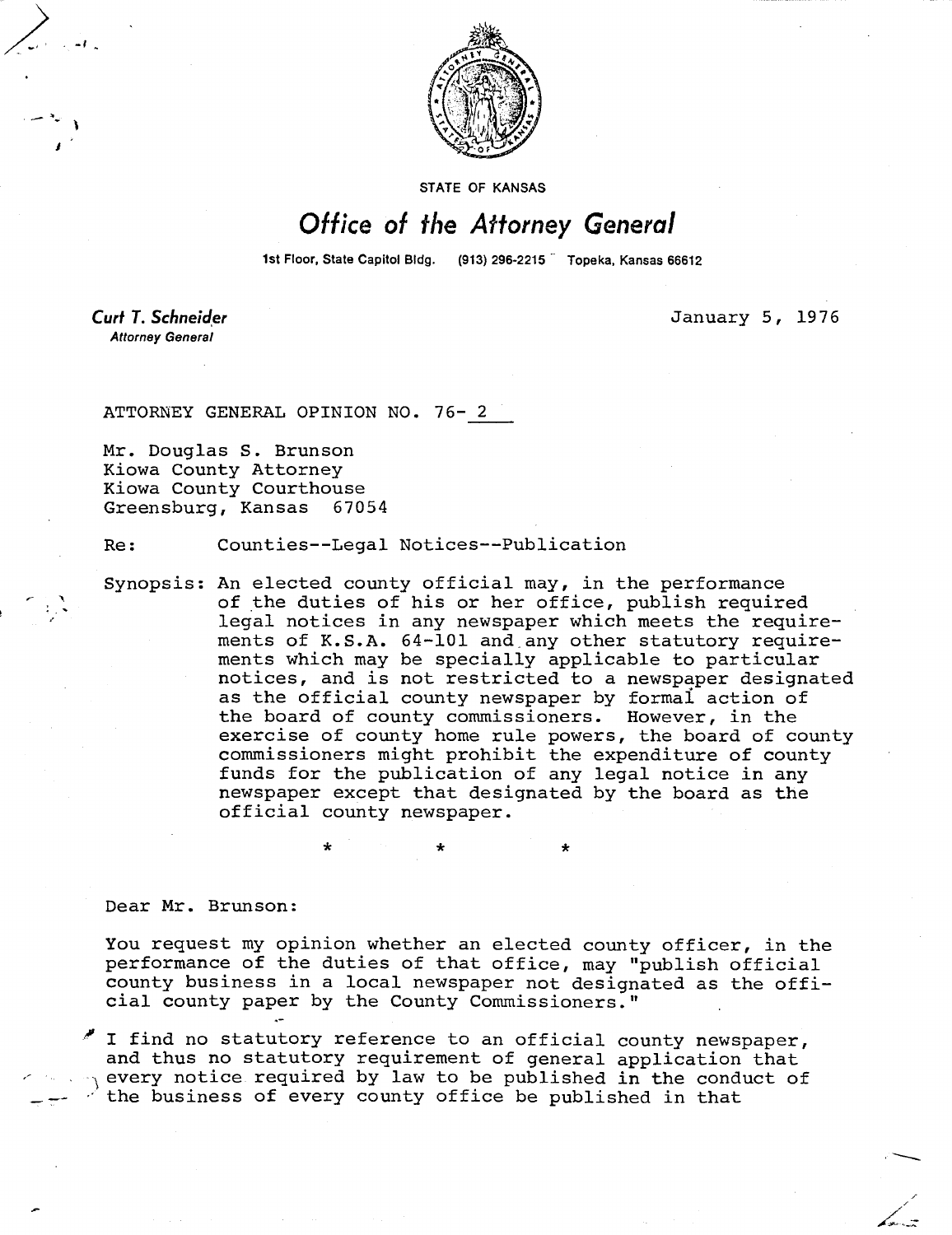STATE OF KANSAS

# Office of the Attorney General

1st Floor, State Capitol Bldg. (913) 296-2215 Topeka, Kansas 66612

**Curt T. Schneider**
*Attorney General*

January 5, 1976

ATTORNEY GENERAL OPINION NO. 76- 2

Mr. Douglas S. Brunson
Kiowa County Attorney
Kiowa County Courthouse
Greensburg, Kansas 67054

Re: Counties--Legal Notices--Publication

Synopsis: An elected county official may, in the performance of the duties of his or her office, publish required legal notices in any newspaper which meets the requirements of K.S.A. 64-101 and any other statutory requirements which may be specially applicable to particular notices, and is not restricted to a newspaper designated as the official county newspaper by formal action of the board of county commissioners. However, in the exercise of county home rule powers, the board of county commissioners might prohibit the expenditure of county funds for the publication of any legal notice in any newspaper except that designated by the board as the official county newspaper.

\* \* \*

Dear Mr. Brunson:

You request my opinion whether an elected county officer, in the performance of the duties of that office, may "publish official county business in a local newspaper not designated as the official county paper by the County Commissioners."

I find no statutory reference to an official county newspaper, and thus no statutory requirement of general application that every notice required by law to be published in the conduct of the business of every county office be published in that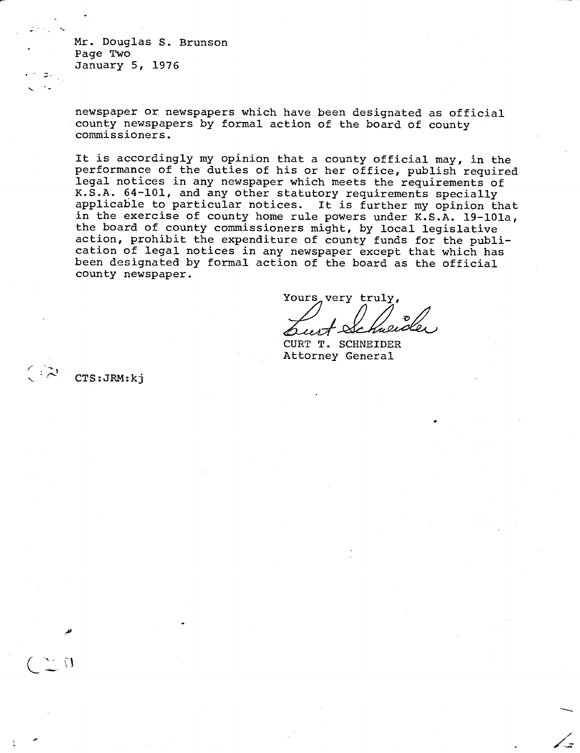Mr. Douglas S. Brunson
Page Two
January 5, 1976

newspaper or newspapers which have been designated as official county newspapers by formal action of the board of county commissioners.

It is accordingly my opinion that a county official may, in the performance of the duties of his or her office, publish required legal notices in any newspaper which meets the requirements of K.S.A. 64-101, and any other statutory requirements specially applicable to particular notices. It is further my opinion that in the exercise of county home rule powers under K.S.A. 19-101a, the board of county commissioners might, by local legislative action, prohibit the expenditure of county funds for the publication of legal notices in any newspaper except that which has been designated by formal action of the board as the official county newspaper.

Yours very truly,

CURT T. SCHNEIDER
Attorney General

CTS:JRM:kj